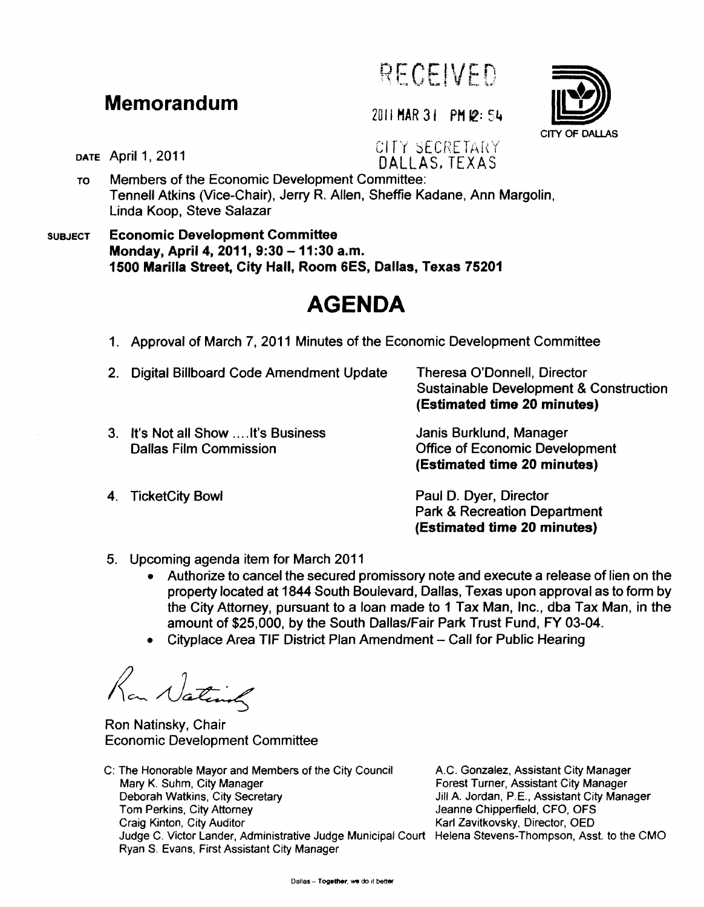# Memorandum

RECEIVED

2011 MAR 31 PM 12: 54

CITY SECRETARY
DALLAS, TEXAS

CITY OF DALLAS

DATE April 1, 2011

TO Members of the Economic Development Committee:
Tennell Atkins (Vice-Chair), Jerry R. Allen, Sheffie Kadane, Ann Margolin, Linda Koop, Steve Salazar

SUBJECT **Economic Development Committee**
**Monday, April 4, 2011, 9:30 – 11:30 a.m.**
**1500 Marilla Street, City Hall, Room 6ES, Dallas, Texas 75201**

# AGENDA

1. Approval of March 7, 2011 Minutes of the Economic Development Committee

2. Digital Billboard Code Amendment Update — Theresa O'Donnell, Director, Sustainable Development & Construction **(Estimated time 20 minutes)**

3. It's Not all Show ....It's Business, Dallas Film Commission — Janis Burklund, Manager, Office of Economic Development **(Estimated time 20 minutes)**

4. TicketCity Bowl — Paul D. Dyer, Director, Park & Recreation Department **(Estimated time 20 minutes)**

5. Upcoming agenda item for March 2011
   - Authorize to cancel the secured promissory note and execute a release of lien on the property located at 1844 South Boulevard, Dallas, Texas upon approval as to form by the City Attorney, pursuant to a loan made to 1 Tax Man, Inc., dba Tax Man, in the amount of $25,000, by the South Dallas/Fair Park Trust Fund, FY 03-04.
   - Cityplace Area TIF District Plan Amendment – Call for Public Hearing

Ron Natinsky, Chair
Economic Development Committee

C: The Honorable Mayor and Members of the City Council
Mary K. Suhm, City Manager
Deborah Watkins, City Secretary
Tom Perkins, City Attorney
Craig Kinton, City Auditor
Judge C. Victor Lander, Administrative Judge Municipal Court
Ryan S. Evans, First Assistant City Manager
A.C. Gonzalez, Assistant City Manager
Forest Turner, Assistant City Manager
Jill A. Jordan, P.E., Assistant City Manager
Jeanne Chipperfield, CFO, OFS
Karl Zavitkovsky, Director, OED
Helena Stevens-Thompson, Asst. to the CMO

Dallas – Together, we do it better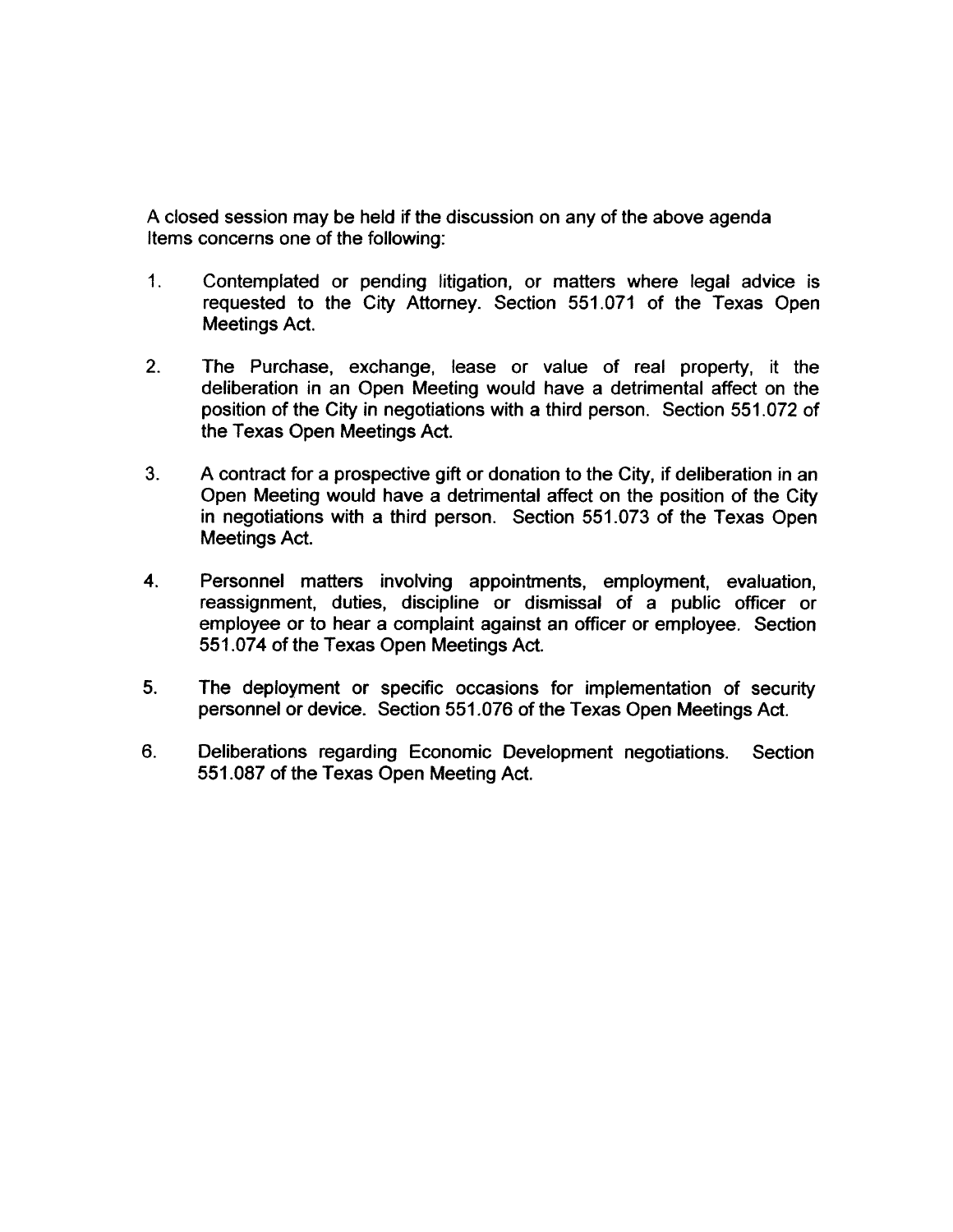A closed session may be held if the discussion on any of the above agenda Items concerns one of the following:

1. Contemplated or pending litigation, or matters where legal advice is requested to the City Attorney. Section 551.071 of the Texas Open Meetings Act.

2. The Purchase, exchange, lease or value of real property, it the deliberation in an Open Meeting would have a detrimental affect on the position of the City in negotiations with a third person. Section 551.072 of the Texas Open Meetings Act.

3. A contract for a prospective gift or donation to the City, if deliberation in an Open Meeting would have a detrimental affect on the position of the City in negotiations with a third person. Section 551.073 of the Texas Open Meetings Act.

4. Personnel matters involving appointments, employment, evaluation, reassignment, duties, discipline or dismissal of a public officer or employee or to hear a complaint against an officer or employee. Section 551.074 of the Texas Open Meetings Act.

5. The deployment or specific occasions for implementation of security personnel or device. Section 551.076 of the Texas Open Meetings Act.

6. Deliberations regarding Economic Development negotiations. Section 551.087 of the Texas Open Meeting Act.